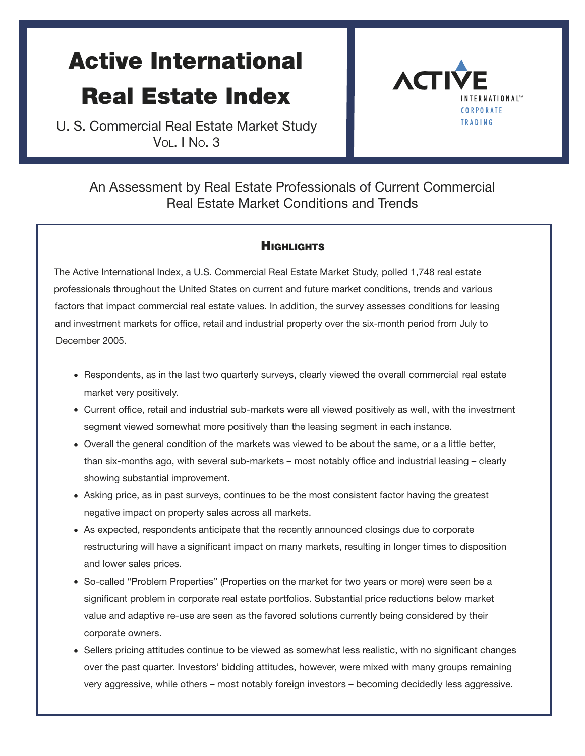# Active International Real Estate Index

U. S. Commercial Real Estate Market Study
Vol. I No. 3

ACTIVE INTERNATIONAL™ CORPORATE TRADING

An Assessment by Real Estate Professionals of Current Commercial Real Estate Market Conditions and Trends

## Highlights

The Active International Index, a U.S. Commercial Real Estate Market Study, polled 1,748 real estate professionals throughout the United States on current and future market conditions, trends and various factors that impact commercial real estate values. In addition, the survey assesses conditions for leasing and investment markets for office, retail and industrial property over the six-month period from July to December 2005.

- Respondents, as in the last two quarterly surveys, clearly viewed the overall commercial real estate market very positively.
- Current office, retail and industrial sub-markets were all viewed positively as well, with the investment segment viewed somewhat more positively than the leasing segment in each instance.
- Overall the general condition of the markets was viewed to be about the same, or a a little better, than six-months ago, with several sub-markets – most notably office and industrial leasing – clearly showing substantial improvement.
- Asking price, as in past surveys, continues to be the most consistent factor having the greatest negative impact on property sales across all markets.
- As expected, respondents anticipate that the recently announced closings due to corporate restructuring will have a significant impact on many markets, resulting in longer times to disposition and lower sales prices.
- So-called "Problem Properties" (Properties on the market for two years or more) were seen be a significant problem in corporate real estate portfolios. Substantial price reductions below market value and adaptive re-use are seen as the favored solutions currently being considered by their corporate owners.
- Sellers pricing attitudes continue to be viewed as somewhat less realistic, with no significant changes over the past quarter. Investors' bidding attitudes, however, were mixed with many groups remaining very aggressive, while others – most notably foreign investors – becoming decidedly less aggressive.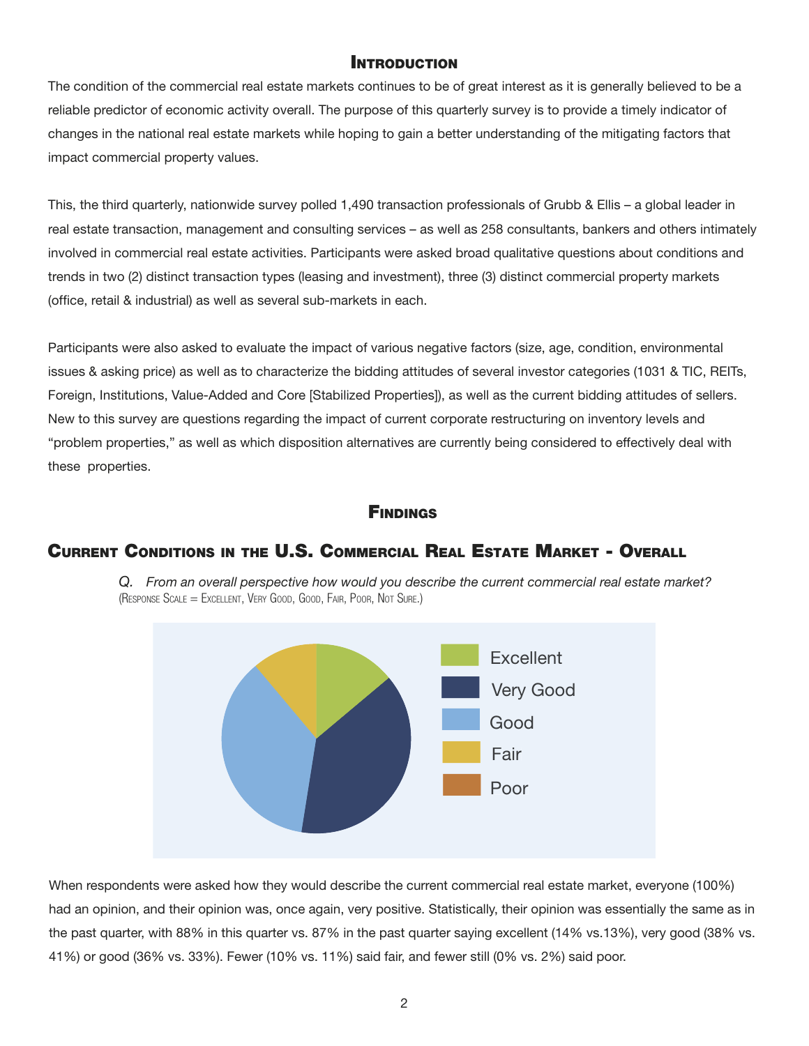## Introduction

The condition of the commercial real estate markets continues to be of great interest as it is generally believed to be a reliable predictor of economic activity overall. The purpose of this quarterly survey is to provide a timely indicator of changes in the national real estate markets while hoping to gain a better understanding of the mitigating factors that impact commercial property values.

This, the third quarterly, nationwide survey polled 1,490 transaction professionals of Grubb & Ellis – a global leader in real estate transaction, management and consulting services – as well as 258 consultants, bankers and others intimately involved in commercial real estate activities. Participants were asked broad qualitative questions about conditions and trends in two (2) distinct transaction types (leasing and investment), three (3) distinct commercial property markets (office, retail & industrial) as well as several sub-markets in each.

Participants were also asked to evaluate the impact of various negative factors (size, age, condition, environmental issues & asking price) as well as to characterize the bidding attitudes of several investor categories (1031 & TIC, REITs, Foreign, Institutions, Value-Added and Core [Stabilized Properties]), as well as the current bidding attitudes of sellers. New to this survey are questions regarding the impact of current corporate restructuring on inventory levels and "problem properties," as well as which disposition alternatives are currently being considered to effectively deal with these properties.

## Findings

### Current Conditions in the U.S. Commercial Real Estate Market - Overall

*Q. From an overall perspective how would you describe the current commercial real estate market?*
(Response Scale = Excellent, Very Good, Good, Fair, Poor, Not Sure.)

Excellent
Very Good
Good
Fair
Poor

When respondents were asked how they would describe the current commercial real estate market, everyone (100%) had an opinion, and their opinion was, once again, very positive. Statistically, their opinion was essentially the same as in the past quarter, with 88% in this quarter vs. 87% in the past quarter saying excellent (14% vs.13%), very good (38% vs. 41%) or good (36% vs. 33%). Fewer (10% vs. 11%) said fair, and fewer still (0% vs. 2%) said poor.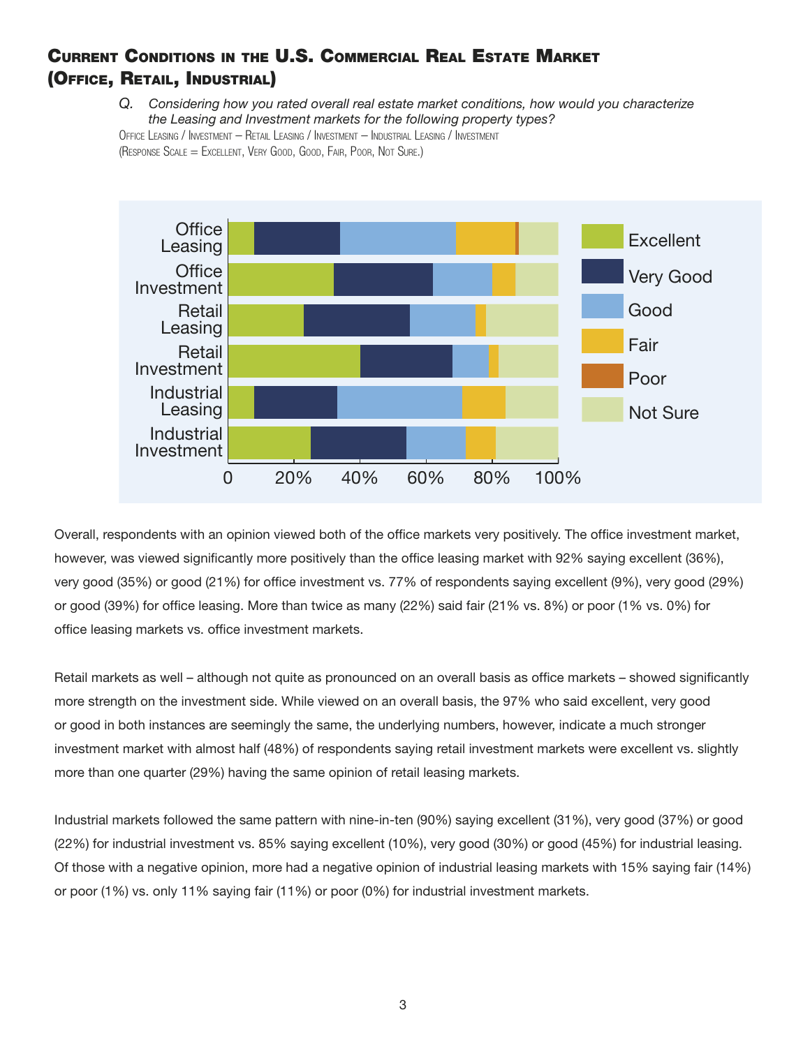## Current Conditions in the U.S. Commercial Real Estate Market (Office, Retail, Industrial)

*Q. Considering how you rated overall real estate market conditions, how would you characterize the Leasing and Investment markets for the following property types?*

Office Leasing / Investment – Retail Leasing / Investment – Industrial Leasing / Investment

(Response Scale = Excellent, Very Good, Good, Fair, Poor, Not Sure.)

Overall, respondents with an opinion viewed both of the office markets very positively. The office investment market, however, was viewed significantly more positively than the office leasing market with 92% saying excellent (36%), very good (35%) or good (21%) for office investment vs. 77% of respondents saying excellent (9%), very good (29%) or good (39%) for office leasing. More than twice as many (22%) said fair (21% vs. 8%) or poor (1% vs. 0%) for office leasing markets vs. office investment markets.

Retail markets as well – although not quite as pronounced on an overall basis as office markets – showed significantly more strength on the investment side. While viewed on an overall basis, the 97% who said excellent, very good or good in both instances are seemingly the same, the underlying numbers, however, indicate a much stronger investment market with almost half (48%) of respondents saying retail investment markets were excellent vs. slightly more than one quarter (29%) having the same opinion of retail leasing markets.

Industrial markets followed the same pattern with nine-in-ten (90%) saying excellent (31%), very good (37%) or good (22%) for industrial investment vs. 85% saying excellent (10%), very good (30%) or good (45%) for industrial leasing. Of those with a negative opinion, more had a negative opinion of industrial leasing markets with 15% saying fair (14%) or poor (1%) vs. only 11% saying fair (11%) or poor (0%) for industrial investment markets.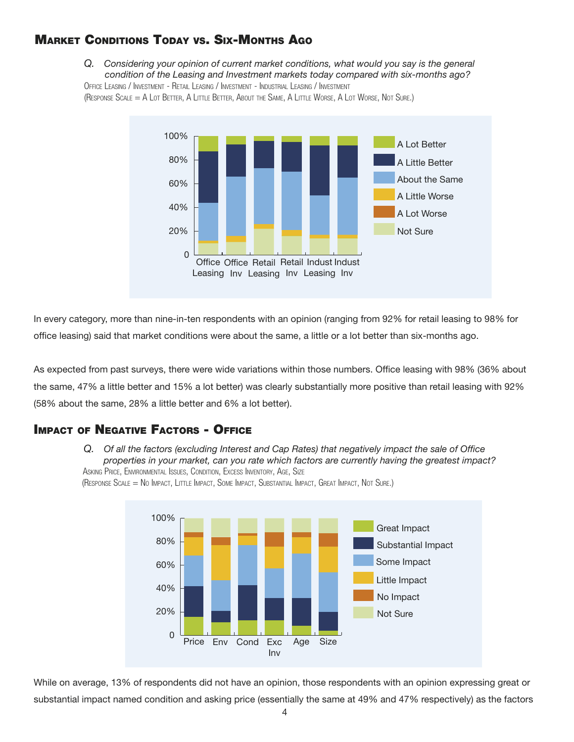## Market Conditions Today vs. Six-Months Ago

*Q. Considering your opinion of current market conditions, what would you say is the general condition of the Leasing and Investment markets today compared with six-months ago?*

Office Leasing / Investment - Retail Leasing / Investment - Industrial Leasing / Investment

(Response Scale = A Lot Better, A Little Better, About the Same, A Little Worse, A Lot Worse, Not Sure.)

In every category, more than nine-in-ten respondents with an opinion (ranging from 92% for retail leasing to 98% for office leasing) said that market conditions were about the same, a little or a lot better than six-months ago.

As expected from past surveys, there were wide variations within those numbers. Office leasing with 98% (36% about the same, 47% a little better and 15% a lot better) was clearly substantially more positive than retail leasing with 92% (58% about the same, 28% a little better and 6% a lot better).

## Impact of Negative Factors - Office

*Q. Of all the factors (excluding Interest and Cap Rates) that negatively impact the sale of Office properties in your market, can you rate which factors are currently having the greatest impact?*

Asking Price, Environmental Issues, Condition, Excess Inventory, Age, Size

(Response Scale = No Impact, Little Impact, Some Impact, Substantial Impact, Great Impact, Not Sure.)

While on average, 13% of respondents did not have an opinion, those respondents with an opinion expressing great or substantial impact named condition and asking price (essentially the same at 49% and 47% respectively) as the factors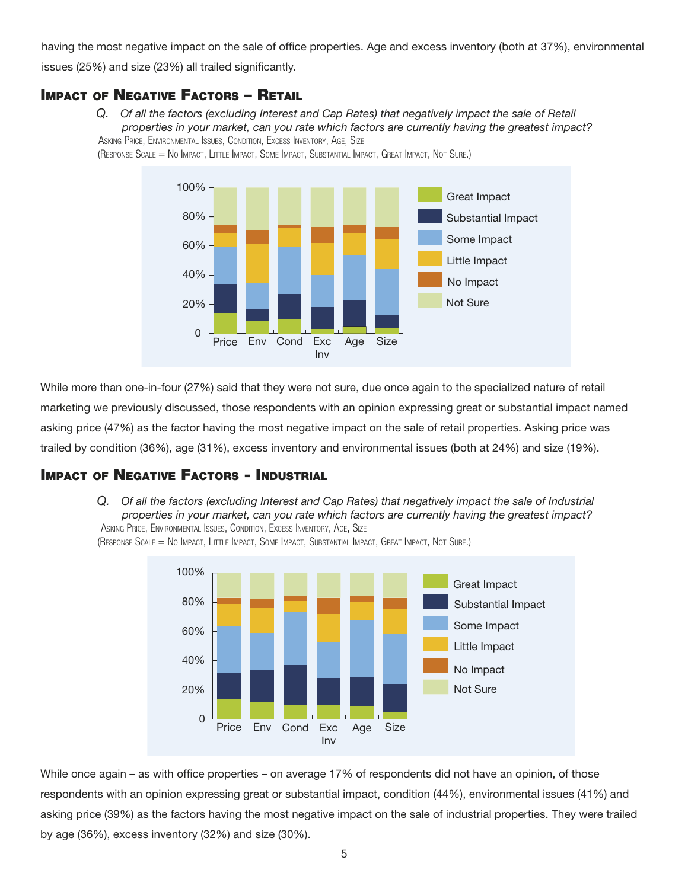having the most negative impact on the sale of office properties. Age and excess inventory (both at 37%), environmental issues (25%) and size (23%) all trailed significantly.

## Impact of Negative Factors – Retail

*Q. Of all the factors (excluding Interest and Cap Rates) that negatively impact the sale of Retail properties in your market, can you rate which factors are currently having the greatest impact?*

Asking Price, Environmental Issues, Condition, Excess Inventory, Age, Size

(Response Scale = No Impact, Little Impact, Some Impact, Substantial Impact, Great Impact, Not Sure.)

While more than one-in-four (27%) said that they were not sure, due once again to the specialized nature of retail marketing we previously discussed, those respondents with an opinion expressing great or substantial impact named asking price (47%) as the factor having the most negative impact on the sale of retail properties. Asking price was trailed by condition (36%), age (31%), excess inventory and environmental issues (both at 24%) and size (19%).

## Impact of Negative Factors - Industrial

*Q. Of all the factors (excluding Interest and Cap Rates) that negatively impact the sale of Industrial properties in your market, can you rate which factors are currently having the greatest impact?*

Asking Price, Environmental Issues, Condition, Excess Inventory, Age, Size

(Response Scale = No Impact, Little Impact, Some Impact, Substantial Impact, Great Impact, Not Sure.)

While once again – as with office properties – on average 17% of respondents did not have an opinion, of those respondents with an opinion expressing great or substantial impact, condition (44%), environmental issues (41%) and asking price (39%) as the factors having the most negative impact on the sale of industrial properties. They were trailed by age (36%), excess inventory (32%) and size (30%).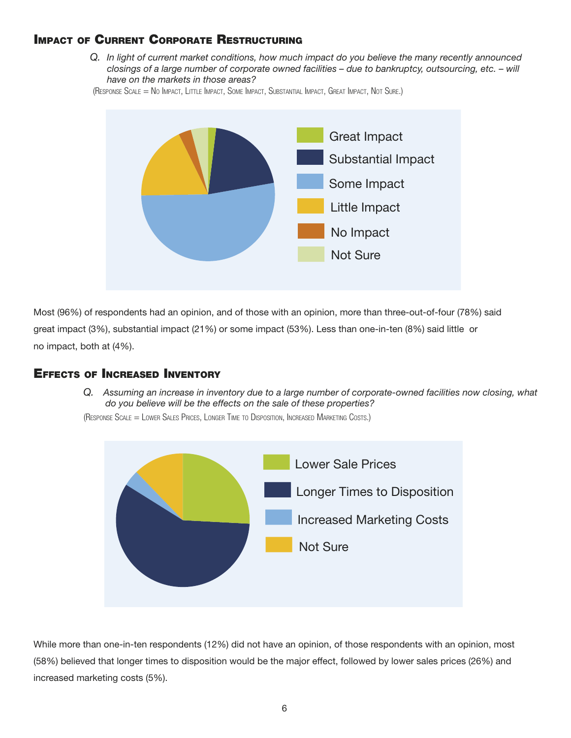## Impact of Current Corporate Restructuring

*Q. In light of current market conditions, how much impact do you believe the many recently announced closings of a large number of corporate owned facilities – due to bankruptcy, outsourcing, etc. – will have on the markets in those areas?*

(Response Scale = No Impact, Little Impact, Some Impact, Substantial Impact, Great Impact, Not Sure.)

Great Impact
Substantial Impact
Some Impact
Little Impact
No Impact
Not Sure

Most (96%) of respondents had an opinion, and of those with an opinion, more than three-out-of-four (78%) said great impact (3%), substantial impact (21%) or some impact (53%). Less than one-in-ten (8%) said little or no impact, both at (4%).

## Effects of Increased Inventory

*Q. Assuming an increase in inventory due to a large number of corporate-owned facilities now closing, what do you believe will be the effects on the sale of these properties?*

(Response Scale = Lower Sales Prices, Longer Time to Disposition, Increased Marketing Costs.)

Lower Sale Prices
Longer Times to Disposition
Increased Marketing Costs
Not Sure

While more than one-in-ten respondents (12%) did not have an opinion, of those respondents with an opinion, most (58%) believed that longer times to disposition would be the major effect, followed by lower sales prices (26%) and increased marketing costs (5%).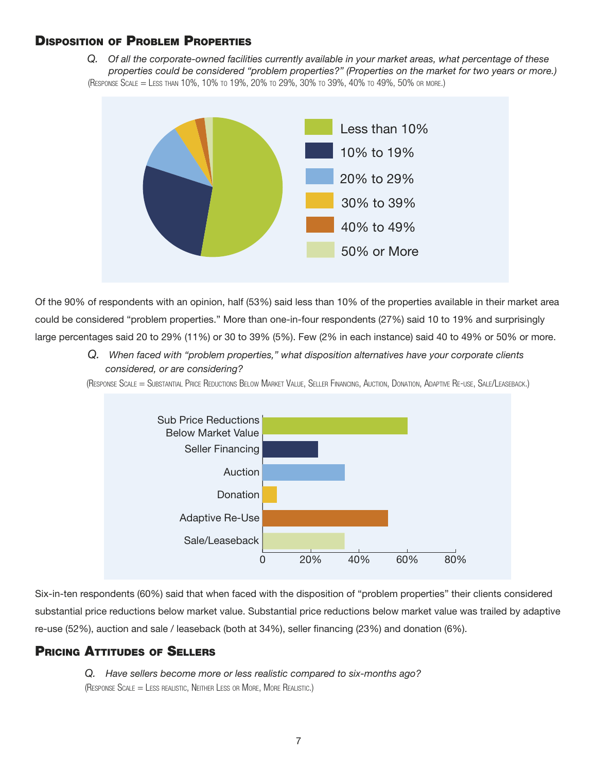## Disposition of Problem Properties

*Q. Of all the corporate-owned facilities currently available in your market areas, what percentage of these properties could be considered "problem properties?" (Properties on the market for two years or more.)*

(Response Scale = Less than 10%, 10% to 19%, 20% to 29%, 30% to 39%, 40% to 49%, 50% or more.)

Less than 10%
10% to 19%
20% to 29%
30% to 39%
40% to 49%
50% or More

Of the 90% of respondents with an opinion, half (53%) said less than 10% of the properties available in their market area could be considered "problem properties." More than one-in-four respondents (27%) said 10 to 19% and surprisingly large percentages said 20 to 29% (11%) or 30 to 39% (5%). Few (2% in each instance) said 40 to 49% or 50% or more.

*Q. When faced with "problem properties," what disposition alternatives have your corporate clients considered, or are considering?*

(Response Scale = Substantial Price Reductions Below Market Value, Seller Financing, Auction, Donation, Adaptive Re-use, Sale/Leaseback.)

Sub Price Reductions Below Market Value
Seller Financing
Auction
Donation
Adaptive Re-Use
Sale/Leaseback

0 20% 40% 60% 80%

Six-in-ten respondents (60%) said that when faced with the disposition of "problem properties" their clients considered substantial price reductions below market value. Substantial price reductions below market value was trailed by adaptive re-use (52%), auction and sale / leaseback (both at 34%), seller financing (23%) and donation (6%).

## Pricing Attitudes of Sellers

*Q. Have sellers become more or less realistic compared to six-months ago?*

(Response Scale = Less realistic, Neither Less or More, More Realistic.)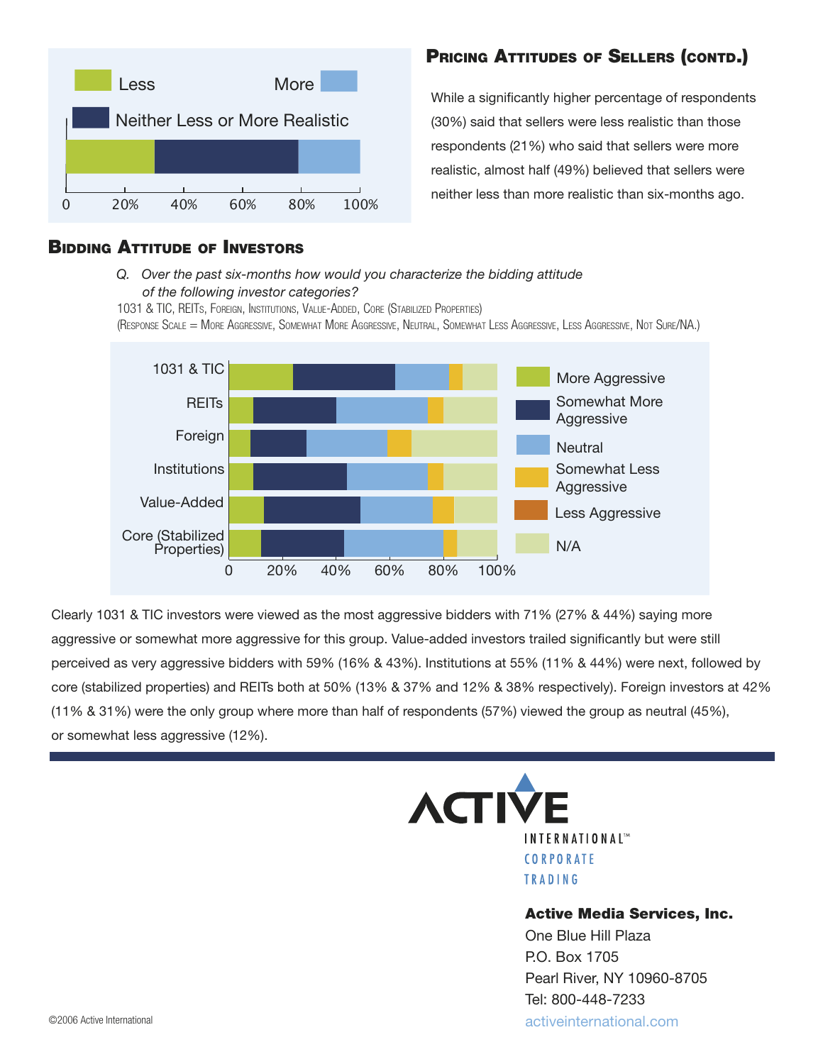Less

More

Neither Less or More Realistic

0 20% 40% 60% 80% 100%

## Pricing Attitudes of Sellers (contd.)

While a significantly higher percentage of respondents (30%) said that sellers were less realistic than those respondents (21%) who said that sellers were more realistic, almost half (49%) believed that sellers were neither less than more realistic than six-months ago.

## Bidding Attitude of Investors

*Q. Over the past six-months how would you characterize the bidding attitude of the following investor categories?*

1031 & TIC, REITs, Foreign, Institutions, Value-Added, Core (Stabilized Properties)

(Response Scale = More Aggressive, Somewhat More Aggressive, Neutral, Somewhat Less Aggressive, Less Aggressive, Not Sure/NA.)

1031 & TIC

REITs

Foreign

Institutions

Value-Added

Core (Stabilized Properties)

0 20% 40% 60% 80% 100%

More Aggressive

Somewhat More Aggressive

Neutral

Somewhat Less Aggressive

Less Aggressive

N/A

Clearly 1031 & TIC investors were viewed as the most aggressive bidders with 71% (27% & 44%) saying more aggressive or somewhat more aggressive for this group. Value-added investors trailed significantly but were still perceived as very aggressive bidders with 59% (16% & 43%). Institutions at 55% (11% & 44%) were next, followed by core (stabilized properties) and REITs both at 50% (13% & 37% and 12% & 38% respectively). Foreign investors at 42% (11% & 31%) were the only group where more than half of respondents (57%) viewed the group as neutral (45%), or somewhat less aggressive (12%).

ACTIVE INTERNATIONAL™ CORPORATE TRADING

**Active Media Services, Inc.**
One Blue Hill Plaza
P.O. Box 1705
Pearl River, NY 10960-8705
Tel: 800-448-7233
activeinternational.com

©2006 Active International